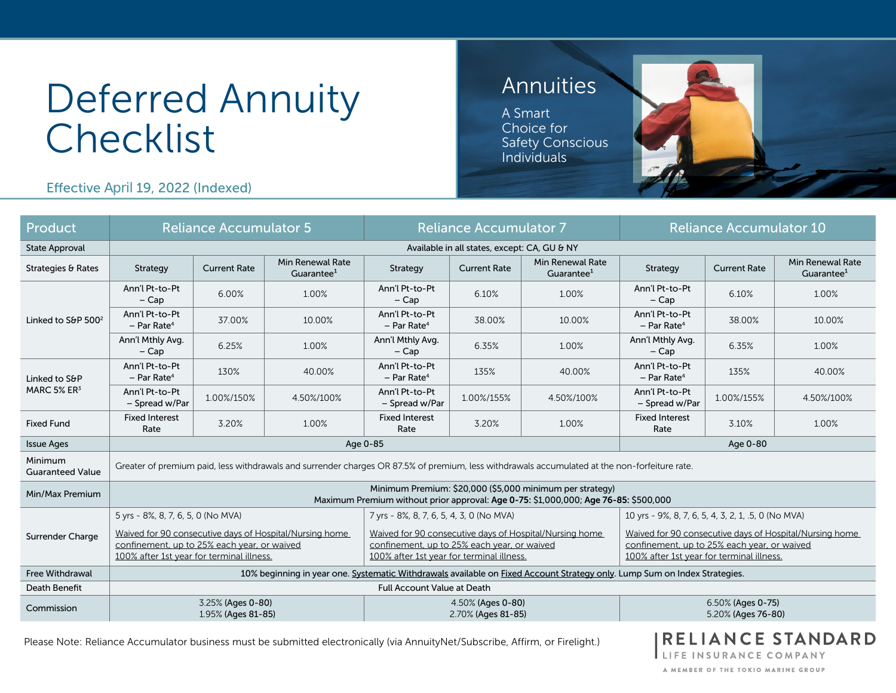# Deferred Annuity Checklist

Effective April 19, 2022 (Indexed)

## Annuities

A Smart Choice for Safety Conscious Individuals

| Product | Reliance Accumulator 5 | | | Reliance Accumulator 7 | | | Reliance Accumulator 10 | | |
|---|---|---|---|---|---|---|---|---|---|
| State Approval | Available in all states, except: CA, GU & NY | | | | | | | | |
| Strategies & Rates | Strategy | Current Rate | Min Renewal Rate Guarantee[1] | Strategy | Current Rate | Min Renewal Rate Guarantee[1] | Strategy | Current Rate | Min Renewal Rate Guarantee[1] |
| Linked to S&P 500[2] | Ann'l Pt-to-Pt – Cap | 6.00% | 1.00% | Ann'l Pt-to-Pt – Cap | 6.10% | 1.00% | Ann'l Pt-to-Pt – Cap | 6.10% | 1.00% |
| | Ann'l Pt-to-Pt – Par Rate[4] | 37.00% | 10.00% | Ann'l Pt-to-Pt – Par Rate[4] | 38.00% | 10.00% | Ann'l Pt-to-Pt – Par Rate[4] | 38.00% | 10.00% |
| | Ann'l Mthly Avg. – Cap | 6.25% | 1.00% | Ann'l Mthly Avg. – Cap | 6.35% | 1.00% | Ann'l Mthly Avg. – Cap | 6.35% | 1.00% |
| Linked to S&P MARC 5% ER[3] | Ann'l Pt-to-Pt – Par Rate[4] | 130% | 40.00% | Ann'l Pt-to-Pt – Par Rate[4] | 135% | 40.00% | Ann'l Pt-to-Pt – Par Rate[4] | 135% | 40.00% |
| | Ann'l Pt-to-Pt – Spread w/Par | 1.00%/150% | 4.50%/100% | Ann'l Pt-to-Pt – Spread w/Par | 1.00%/155% | 4.50%/100% | Ann'l Pt-to-Pt – Spread w/Par | 1.00%/155% | 4.50%/100% |
| Fixed Fund | Fixed Interest Rate | 3.20% | 1.00% | Fixed Interest Rate | 3.20% | 1.00% | Fixed Interest Rate | 3.10% | 1.00% |
| Issue Ages | Age 0-85 | | | | | | Age 0-80 | | |
| Minimum Guaranteed Value | Greater of premium paid, less withdrawals and surrender charges OR 87.5% of premium, less withdrawals accumulated at the non-forfeiture rate. | | | | | | | | |
| Min/Max Premium | Minimum Premium: $20,000 ($5,000 minimum per strategy)<br>Maximum Premium without prior approval: **Age 0-75:** $1,000,000; **Age 76-85:** $500,000 | | | | | | | | |
| Surrender Charge | 5 yrs - 8%, 8, 7, 6, 5, 0 (No MVA)<br>Waived for 90 consecutive days of Hospital/Nursing home confinement, up to 25% each year, or waived 100% after 1st year for terminal illness. | | | 7 yrs - 8%, 8, 7, 6, 5, 4, 3, 0 (No MVA)<br>Waived for 90 consecutive days of Hospital/Nursing home confinement, up to 25% each year, or waived 100% after 1st year for terminal illness. | | | 10 yrs - 9%, 8, 7, 6, 5, 4, 3, 2, 1, .5, 0 (No MVA)<br>Waived for 90 consecutive days of Hospital/Nursing home confinement, up to 25% each year, or waived 100% after 1st year for terminal illness. | | |
| Free Withdrawal | 10% beginning in year one. Systematic Withdrawals available on Fixed Account Strategy only. Lump Sum on Index Strategies. | | | | | | | | |
| Death Benefit | Full Account Value at Death | | | | | | | | |
| Commission | 3.25% (Ages 0-80)<br>1.95% (Ages 81-85) | | | 4.50% (Ages 0-80)<br>2.70% (Ages 81-85) | | | 6.50% (Ages 0-75)<br>5.20% (Ages 76-80) | | |

Please Note: Reliance Accumulator business must be submitted electronically (via AnnuityNet/Subscribe, Affirm, or Firelight.)

RELIANCE STANDARD
LIFE INSURANCE COMPANY
A MEMBER OF THE TOKIO MARINE GROUP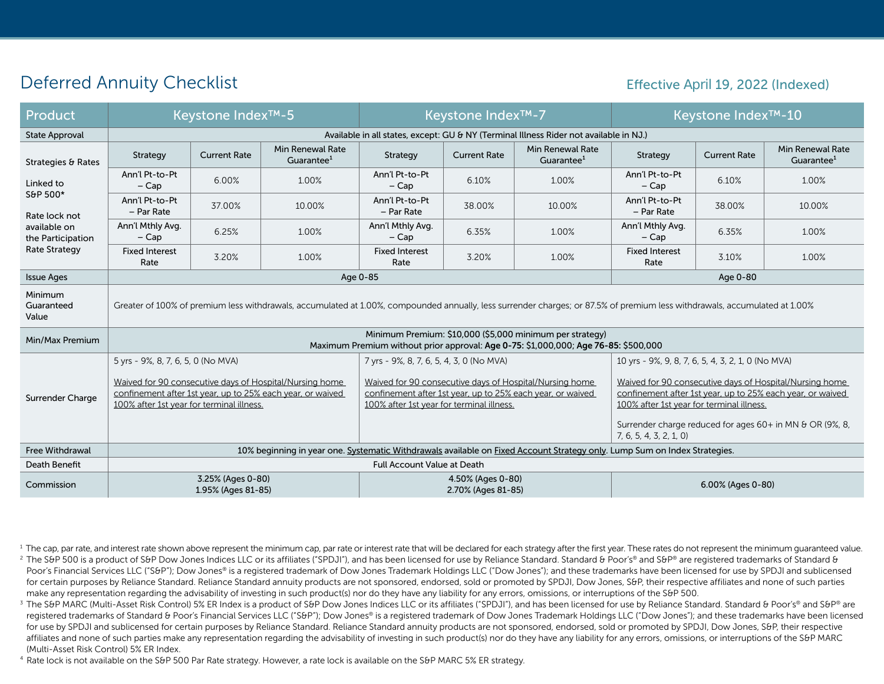# Deferred Annuity Checklist

Effective April 19, 2022 (Indexed)

| Product | Keystone Index™-5 | | | Keystone Index™-7 | | | Keystone Index™-10 | | |
|---|---|---|---|---|---|---|---|---|---|
| State Approval | Available in all states, except: GU & NY (Terminal Illness Rider not available in NJ.) | | | | | | | | |
| Strategies & Rates<br><br>Linked to S&P 500*<br><br>Rate lock not available on the Participation Rate Strategy | Strategy | Current Rate | Min Renewal Rate Guarantee[1] | Strategy | Current Rate | Min Renewal Rate Guarantee[1] | Strategy | Current Rate | Min Renewal Rate Guarantee[1] |
| | Ann'l Pt-to-Pt – Cap | 6.00% | 1.00% | Ann'l Pt-to-Pt – Cap | 6.10% | 1.00% | Ann'l Pt-to-Pt – Cap | 6.10% | 1.00% |
| | Ann'l Pt-to-Pt – Par Rate | 37.00% | 10.00% | Ann'l Pt-to-Pt – Par Rate | 38.00% | 10.00% | Ann'l Pt-to-Pt – Par Rate | 38.00% | 10.00% |
| | Ann'l Mthly Avg. – Cap | 6.25% | 1.00% | Ann'l Mthly Avg. – Cap | 6.35% | 1.00% | Ann'l Mthly Avg. – Cap | 6.35% | 1.00% |
| | Fixed Interest Rate | 3.20% | 1.00% | Fixed Interest Rate | 3.20% | 1.00% | Fixed Interest Rate | 3.10% | 1.00% |
| Issue Ages | Age 0-85 | | | | | | Age 0-80 | | |
| Minimum Guaranteed Value | Greater of 100% of premium less withdrawals, accumulated at 1.00%, compounded annually, less surrender charges; or 87.5% of premium less withdrawals, accumulated at 1.00% | | | | | | | | |
| Min/Max Premium | Minimum Premium: $10,000 ($5,000 minimum per strategy)<br>Maximum Premium without prior approval: **Age 0-75:** $1,000,000; **Age 76-85:** $500,000 | | | | | | | | |
| Surrender Charge | 5 yrs - 9%, 8, 7, 6, 5, 0 (No MVA)<br><br>Waived for 90 consecutive days of Hospital/Nursing home confinement after 1st year, up to 25% each year, or waived 100% after 1st year for terminal illness. | | | 7 yrs - 9%, 8, 7, 6, 5, 4, 3, 0 (No MVA)<br><br>Waived for 90 consecutive days of Hospital/Nursing home confinement after 1st year, up to 25% each year, or waived 100% after 1st year for terminal illness. | | | 10 yrs - 9%, 9, 8, 7, 6, 5, 4, 3, 2, 1, 0 (No MVA)<br><br>Waived for 90 consecutive days of Hospital/Nursing home confinement after 1st year, up to 25% each year, or waived 100% after 1st year for terminal illness.<br><br>Surrender charge reduced for ages 60+ in MN & OR (9%, 8, 7, 6, 5, 4, 3, 2, 1, 0) | | |
| Free Withdrawal | 10% beginning in year one. Systematic Withdrawals available on Fixed Account Strategy only. Lump Sum on Index Strategies. | | | | | | | | |
| Death Benefit | Full Account Value at Death | | | | | | | | |
| Commission | 3.25% (Ages 0-80)<br>1.95% (Ages 81-85) | | | 4.50% (Ages 0-80)<br>2.70% (Ages 81-85) | | | 6.00% (Ages 0-80) | | |

[1] The cap, par rate, and interest rate shown above represent the minimum cap, par rate or interest rate that will be declared for each strategy after the first year. These rates do not represent the minimum guaranteed value.

[2] The S&P 500 is a product of S&P Dow Jones Indices LLC or its affiliates ("SPDJI"), and has been licensed for use by Reliance Standard. Standard & Poor's® and S&P® are registered trademarks of Standard & Poor's Financial Services LLC ("S&P"); Dow Jones® is a registered trademark of Dow Jones Trademark Holdings LLC ("Dow Jones"); and these trademarks have been licensed for use by SPDJI and sublicensed for certain purposes by Reliance Standard. Reliance Standard annuity products are not sponsored, endorsed, sold or promoted by SPDJI, Dow Jones, S&P, their respective affiliates and none of such parties make any representation regarding the advisability of investing in such product(s) nor do they have any liability for any errors, omissions, or interruptions of the S&P 500.

[3] The S&P MARC (Multi-Asset Risk Control) 5% ER Index is a product of S&P Dow Jones Indices LLC or its affiliates ("SPDJI"), and has been licensed for use by Reliance Standard. Standard & Poor's® and S&P® are registered trademarks of Standard & Poor's Financial Services LLC ("S&P"); Dow Jones® is a registered trademark of Dow Jones Trademark Holdings LLC ("Dow Jones"); and these trademarks have been licensed for use by SPDJI and sublicensed for certain purposes by Reliance Standard. Reliance Standard annuity products are not sponsored, endorsed, sold or promoted by SPDJI, Dow Jones, S&P, their respective affiliates and none of such parties make any representation regarding the advisability of investing in such product(s) nor do they have any liability for any errors, omissions, or interruptions of the S&P MARC (Multi-Asset Risk Control) 5% ER Index.

[4] Rate lock is not available on the S&P 500 Par Rate strategy. However, a rate lock is available on the S&P MARC 5% ER strategy.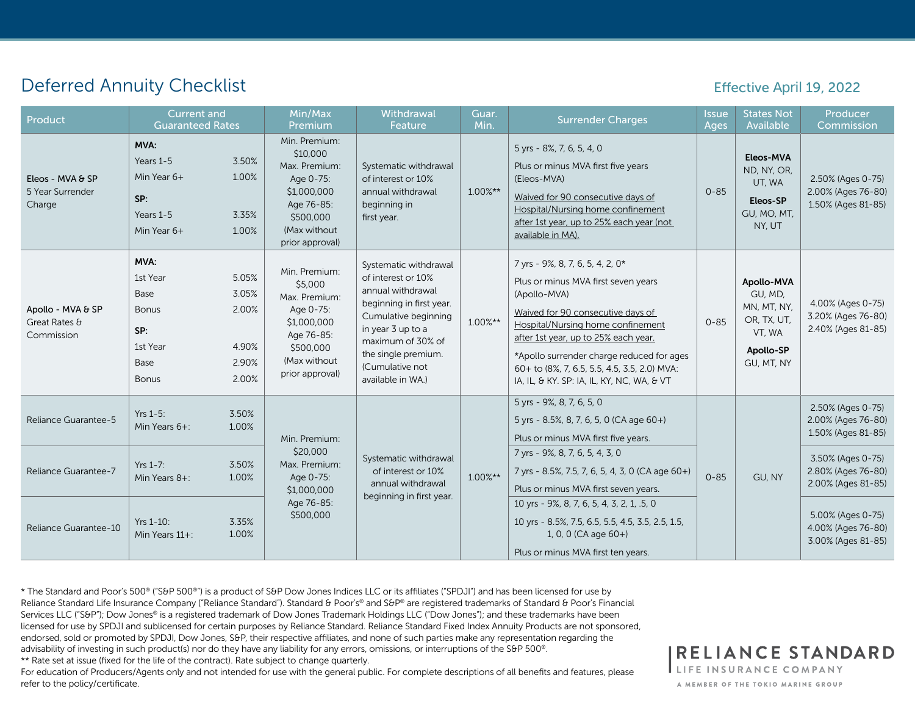# Deferred Annuity Checklist

Effective April 19, 2022

| Product | Current and Guaranteed Rates | Min/Max Premium | Withdrawal Feature | Guar. Min. | Surrender Charges | Issue Ages | States Not Available | Producer Commission |
|---|---|---|---|---|---|---|---|---|
| Eleos - MVA & SP 5 Year Surrender Charge | **MVA:** Years 1-5 3.50% Min Year 6+ 1.00% **SP:** Years 1-5 3.35% Min Year 6+ 1.00% | Min. Premium: $10,000 Max. Premium: Age 0-75: $1,000,000 Age 76-85: $500,000 (Max without prior approval) | Systematic withdrawal of interest or 10% annual withdrawal beginning in first year. | 1.00%** | 5 yrs - 8%, 7, 6, 5, 4, 0 Plus or minus MVA first five years (Eleos-MVA) Waived for 90 consecutive days of Hospital/Nursing home confinement after 1st year, up to 25% each year (not available in MA). | 0-85 | **Eleos-MVA** ND, NY, OR, UT, WA **Eleos-SP** GU, MO, MT, NY, UT | 2.50% (Ages 0-75) 2.00% (Ages 76-80) 1.50% (Ages 81-85) |
| Apollo - MVA & SP Great Rates & Commission | **MVA:** 1st Year 5.05% Base 3.05% Bonus 2.00% **SP:** 1st Year 4.90% Base 2.90% Bonus 2.00% | Min. Premium: $5,000 Max. Premium: Age 0-75: $1,000,000 Age 76-85: $500,000 (Max without prior approval) | Systematic withdrawal of interest or 10% annual withdrawal beginning in first year. Cumulative beginning in year 3 up to a maximum of 30% of the single premium. (Cumulative not available in WA.) | 1.00%** | 7 yrs - 9%, 8, 7, 6, 5, 4, 2, 0* Plus or minus MVA first seven years (Apollo-MVA) Waived for 90 consecutive days of Hospital/Nursing home confinement after 1st year, up to 25% each year. *Apollo surrender charge reduced for ages 60+ to (8%, 7, 6.5, 5.5, 4.5, 3.5, 2.0) MVA: IA, IL, & KY. SP: IA, IL, KY, NC, WA, & VT | 0-85 | **Apollo-MVA** GU, MD, MN, MT, NY, OR, TX, UT, VT, WA **Apollo-SP** GU, MT, NY | 4.00% (Ages 0-75) 3.20% (Ages 76-80) 2.40% (Ages 81-85) |
| Reliance Guarantee-5 | Yrs 1-5: 3.50% Min Years 6+: 1.00% | Min. Premium: $20,000 Max. Premium: Age 0-75: $1,000,000 Age 76-85: $500,000 | Systematic withdrawal of interest or 10% annual withdrawal beginning in first year. | 1.00%** | 5 yrs - 9%, 8, 7, 6, 5, 0 5 yrs - 8.5%, 8, 7, 6, 5, 0 (CA age 60+) Plus or minus MVA first five years. | 0-85 | GU, NY | 2.50% (Ages 0-75) 2.00% (Ages 76-80) 1.50% (Ages 81-85) |
| Reliance Guarantee-7 | Yrs 1-7: 3.50% Min Years 8+: 1.00% | | | | 7 yrs - 9%, 8, 7, 6, 5, 4, 3, 0 7 yrs - 8.5%, 7.5, 7, 6, 5, 4, 3, 0 (CA age 60+) Plus or minus MVA first seven years. | | | 3.50% (Ages 0-75) 2.80% (Ages 76-80) 2.00% (Ages 81-85) |
| Reliance Guarantee-10 | Yrs 1-10: 3.35% Min Years 11+: 1.00% | | | | 10 yrs - 9%, 8, 7, 6, 5, 4, 3, 2, 1, .5, 0 10 yrs - 8.5%, 7.5, 6.5, 5.5, 4.5, 3.5, 2.5, 1.5, 1, 0, 0 (CA age 60+) Plus or minus MVA first ten years. | | | 5.00% (Ages 0-75) 4.00% (Ages 76-80) 3.00% (Ages 81-85) |

\* The Standard and Poor's 500® ("S&P 500®") is a product of S&P Dow Jones Indices LLC or its affiliates ("SPDJI") and has been licensed for use by Reliance Standard Life Insurance Company ("Reliance Standard"). Standard & Poor's® and S&P® are registered trademarks of Standard & Poor's Financial Services LLC ("S&P"); Dow Jones® is a registered trademark of Dow Jones Trademark Holdings LLC ("Dow Jones"); and these trademarks have been licensed for use by SPDJI and sublicensed for certain purposes by Reliance Standard. Reliance Standard Fixed Index Annuity Products are not sponsored, endorsed, sold or promoted by SPDJI, Dow Jones, S&P, their respective affiliates, and none of such parties make any representation regarding the advisability of investing in such product(s) nor do they have any liability for any errors, omissions, or interruptions of the S&P 500®.

\*\* Rate set at issue (fixed for the life of the contract). Rate subject to change quarterly.

For education of Producers/Agents only and not intended for use with the general public. For complete descriptions of all benefits and features, please refer to the policy/certificate.

RELIANCE STANDARD
LIFE INSURANCE COMPANY
A MEMBER OF THE TOKIO MARINE GROUP